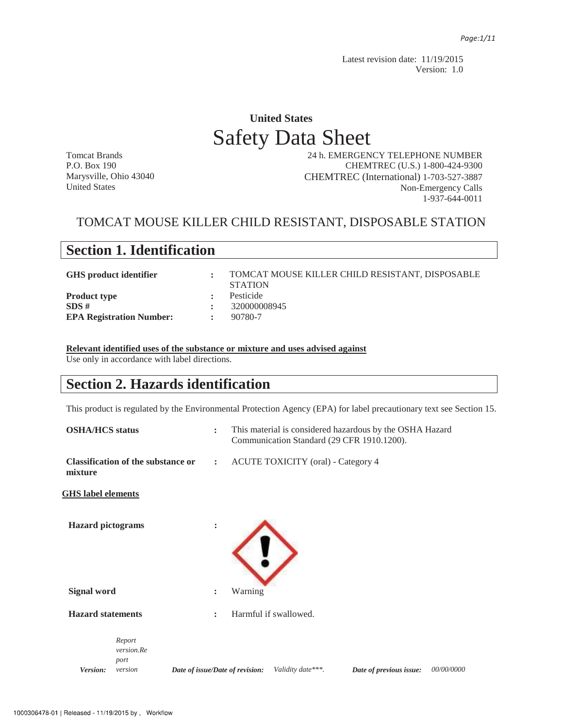Latest revision date: 11/19/2015
Version: 1.0

# United States
# Safety Data Sheet

Tomcat Brands
P.O. Box 190
Marysville, Ohio 43040
United States

24 h. EMERGENCY TELEPHONE NUMBER
CHEMTREC (U.S.) 1-800-424-9300
CHEMTREC (International) 1-703-527-3887
Non-Emergency Calls
1-937-644-0011

TOMCAT MOUSE KILLER CHILD RESISTANT, DISPOSABLE STATION

## Section 1. Identification

**GHS product identifier** : TOMCAT MOUSE KILLER CHILD RESISTANT, DISPOSABLE STATION
**Product type** : Pesticide
**SDS #** : 320000008945
**EPA Registration Number:** : 90780-7

**Relevant identified uses of the substance or mixture and uses advised against**
Use only in accordance with label directions.

## Section 2. Hazards identification

This product is regulated by the Environmental Protection Agency (EPA) for label precautionary text see Section 15.

**OSHA/HCS status** : This material is considered hazardous by the OSHA Hazard Communication Standard (29 CFR 1910.1200).

**Classification of the substance or mixture** : ACUTE TOXICITY (oral) - Category 4

**GHS label elements**

**Hazard pictograms** :

**Signal word** : Warning

**Hazard statements** : Harmful if swallowed.

*Version:* *Report version.Report version* *Date of issue/Date of revision:* *Validity date\*\*\*.* *Date of previous issue:* *00/00/0000*

1000306478-01 | Released - 11/19/2015 by , Workflow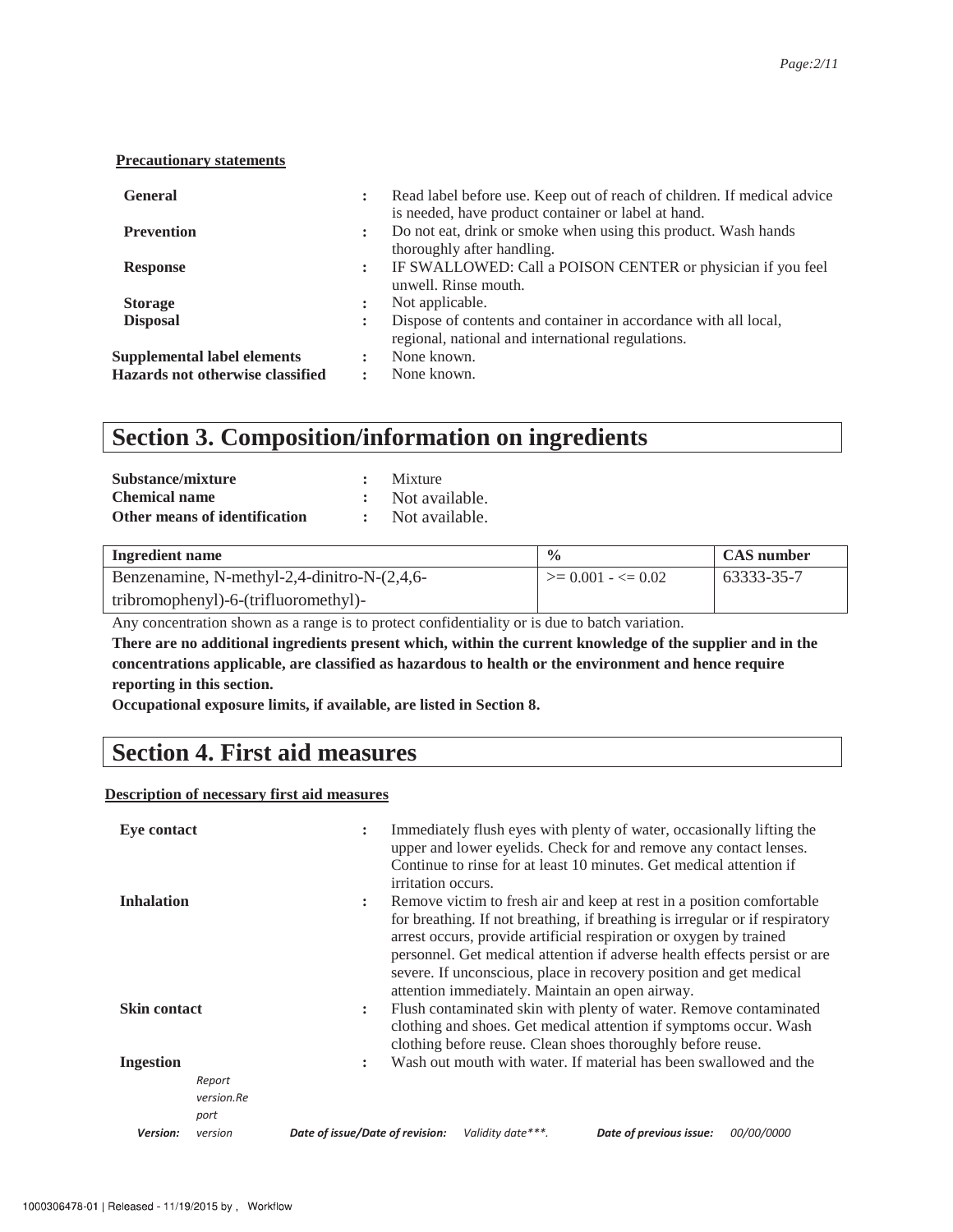**Precautionary statements**

| | | |
|---|---|---|
| **General** | : | Read label before use. Keep out of reach of children. If medical advice is needed, have product container or label at hand. |
| **Prevention** | : | Do not eat, drink or smoke when using this product. Wash hands thoroughly after handling. |
| **Response** | : | IF SWALLOWED: Call a POISON CENTER or physician if you feel unwell. Rinse mouth. |
| **Storage** | : | Not applicable. |
| **Disposal** | : | Dispose of contents and container in accordance with all local, regional, national and international regulations. |
| **Supplemental label elements** | : | None known. |
| **Hazards not otherwise classified** | : | None known. |

# Section 3. Composition/information on ingredients

| | | |
|---|---|---|
| **Substance/mixture** | : | Mixture |
| **Chemical name** | : | Not available. |
| **Other means of identification** | : | Not available. |

| Ingredient name | % | CAS number |
|---|---|---|
| Benzenamine, N-methyl-2,4-dinitro-N-(2,4,6-tribromophenyl)-6-(trifluoromethyl)- | >= 0.001 - <= 0.02 | 63333-35-7 |

Any concentration shown as a range is to protect confidentiality or is due to batch variation.

**There are no additional ingredients present which, within the current knowledge of the supplier and in the concentrations applicable, are classified as hazardous to health or the environment and hence require reporting in this section.**

**Occupational exposure limits, if available, are listed in Section 8.**

# Section 4. First aid measures

**Description of necessary first aid measures**

| | | |
|---|---|---|
| **Eye contact** | : | Immediately flush eyes with plenty of water, occasionally lifting the upper and lower eyelids. Check for and remove any contact lenses. Continue to rinse for at least 10 minutes. Get medical attention if irritation occurs. |
| **Inhalation** | : | Remove victim to fresh air and keep at rest in a position comfortable for breathing. If not breathing, if breathing is irregular or if respiratory arrest occurs, provide artificial respiration or oxygen by trained personnel. Get medical attention if adverse health effects persist or are severe. If unconscious, place in recovery position and get medical attention immediately. Maintain an open airway. |
| **Skin contact** | : | Flush contaminated skin with plenty of water. Remove contaminated clothing and shoes. Get medical attention if symptoms occur. Wash clothing before reuse. Clean shoes thoroughly before reuse. |
| **Ingestion** | : | Wash out mouth with water. If material has been swallowed and the |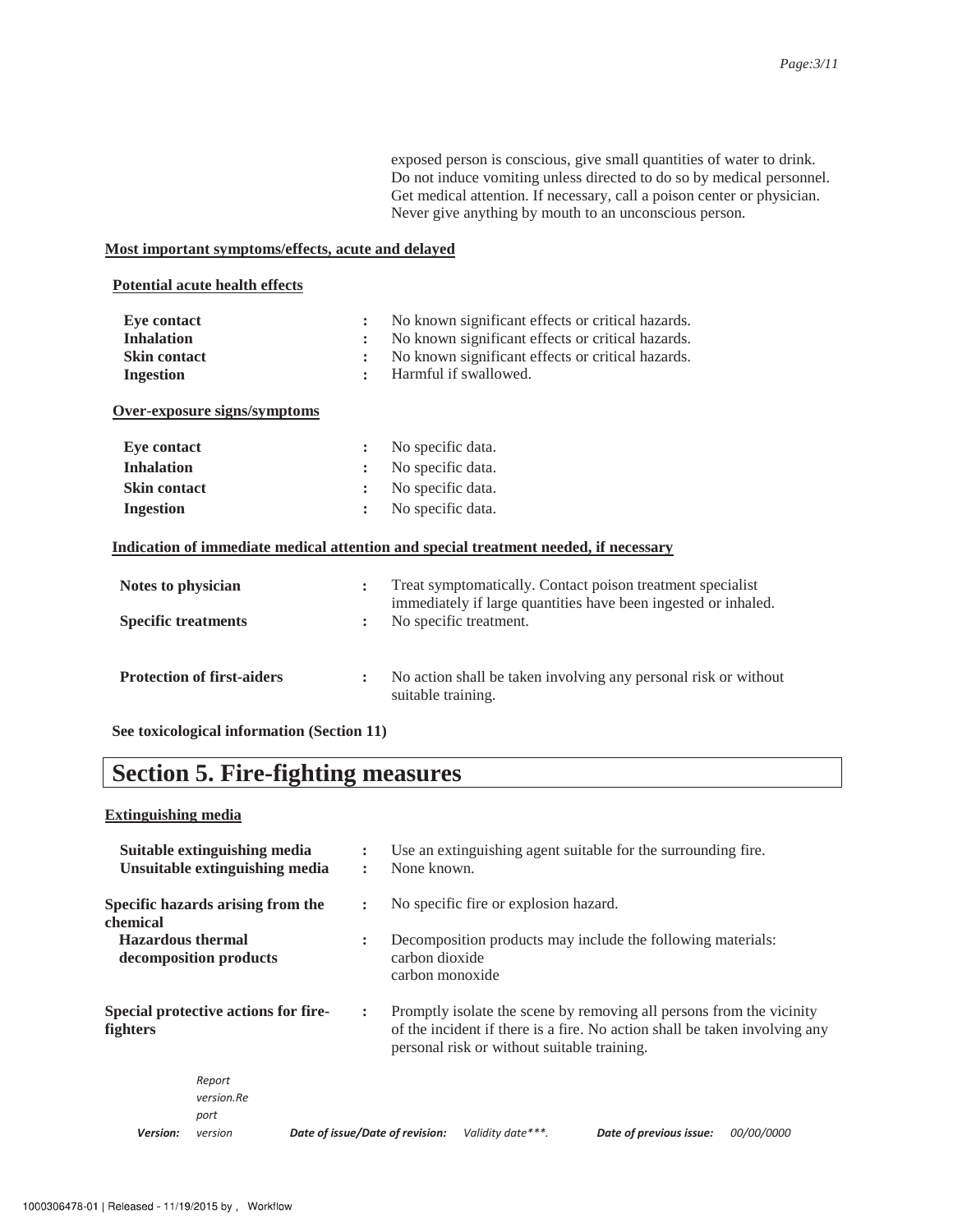exposed person is conscious, give small quantities of water to drink. Do not induce vomiting unless directed to do so by medical personnel. Get medical attention. If necessary, call a poison center or physician. Never give anything by mouth to an unconscious person.

**Most important symptoms/effects, acute and delayed**

**Potential acute health effects**

| | | |
|---|---|---|
| **Eye contact** | : | No known significant effects or critical hazards. |
| **Inhalation** | : | No known significant effects or critical hazards. |
| **Skin contact** | : | No known significant effects or critical hazards. |
| **Ingestion** | : | Harmful if swallowed. |

**Over-exposure signs/symptoms**

| | | |
|---|---|---|
| **Eye contact** | : | No specific data. |
| **Inhalation** | : | No specific data. |
| **Skin contact** | : | No specific data. |
| **Ingestion** | : | No specific data. |

**Indication of immediate medical attention and special treatment needed, if necessary**

| | | |
|---|---|---|
| **Notes to physician** | : | Treat symptomatically. Contact poison treatment specialist immediately if large quantities have been ingested or inhaled. |
| **Specific treatments** | : | No specific treatment. |
| **Protection of first-aiders** | : | No action shall be taken involving any personal risk or without suitable training. |

**See toxicological information (Section 11)**

# Section 5. Fire-fighting measures

**Extinguishing media**

| | | |
|---|---|---|
| **Suitable extinguishing media** | : | Use an extinguishing agent suitable for the surrounding fire. |
| **Unsuitable extinguishing media** | : | None known. |
| **Specific hazards arising from the chemical** | : | No specific fire or explosion hazard. |
| **Hazardous thermal decomposition products** | : | Decomposition products may include the following materials:<br>carbon dioxide<br>carbon monoxide |
| **Special protective actions for fire-fighters** | : | Promptly isolate the scene by removing all persons from the vicinity of the incident if there is a fire. No action shall be taken involving any personal risk or without suitable training. |

*Version:* *Report version.Report version* **Date of issue/Date of revision:** *Validity date\*\*\*.* **Date of previous issue:** *00/00/0000*

1000306478-01 | Released - 11/19/2015 by , Workflow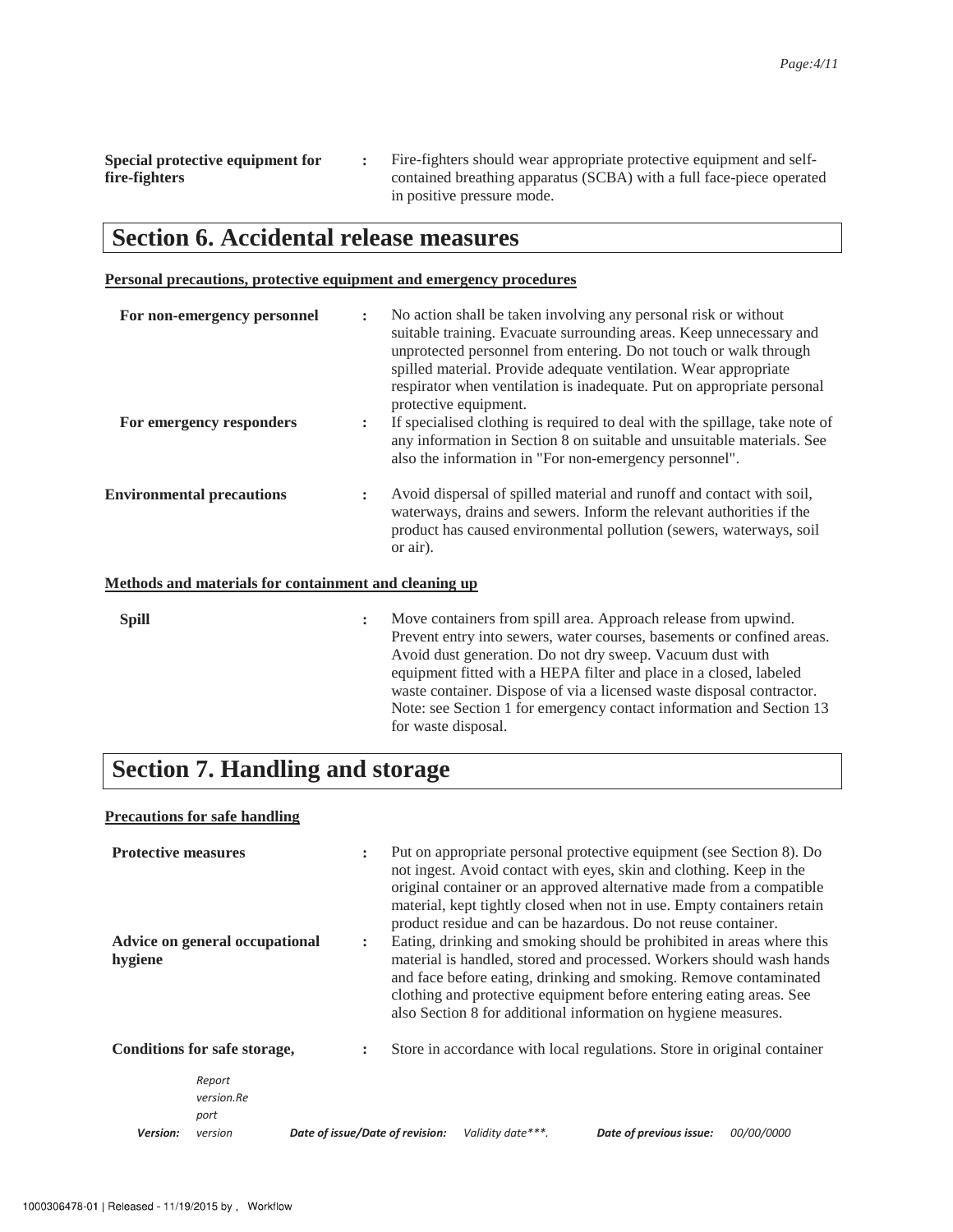**Special protective equipment for fire-fighters** : Fire-fighters should wear appropriate protective equipment and self-contained breathing apparatus (SCBA) with a full face-piece operated in positive pressure mode.

## Section 6. Accidental release measures

**Personal precautions, protective equipment and emergency procedures**

**For non-emergency personnel** : No action shall be taken involving any personal risk or without suitable training. Evacuate surrounding areas. Keep unnecessary and unprotected personnel from entering. Do not touch or walk through spilled material. Provide adequate ventilation. Wear appropriate respirator when ventilation is inadequate. Put on appropriate personal protective equipment.

**For emergency responders** : If specialised clothing is required to deal with the spillage, take note of any information in Section 8 on suitable and unsuitable materials. See also the information in "For non-emergency personnel".

**Environmental precautions** : Avoid dispersal of spilled material and runoff and contact with soil, waterways, drains and sewers. Inform the relevant authorities if the product has caused environmental pollution (sewers, waterways, soil or air).

**Methods and materials for containment and cleaning up**

**Spill** : Move containers from spill area. Approach release from upwind. Prevent entry into sewers, water courses, basements or confined areas. Avoid dust generation. Do not dry sweep. Vacuum dust with equipment fitted with a HEPA filter and place in a closed, labeled waste container. Dispose of via a licensed waste disposal contractor. Note: see Section 1 for emergency contact information and Section 13 for waste disposal.

## Section 7. Handling and storage

**Precautions for safe handling**

**Protective measures** : Put on appropriate personal protective equipment (see Section 8). Do not ingest. Avoid contact with eyes, skin and clothing. Keep in the original container or an approved alternative made from a compatible material, kept tightly closed when not in use. Empty containers retain product residue and can be hazardous. Do not reuse container.

**Advice on general occupational hygiene** : Eating, drinking and smoking should be prohibited in areas where this material is handled, stored and processed. Workers should wash hands and face before eating, drinking and smoking. Remove contaminated clothing and protective equipment before entering eating areas. See also Section 8 for additional information on hygiene measures.

**Conditions for safe storage,** : Store in accordance with local regulations. Store in original container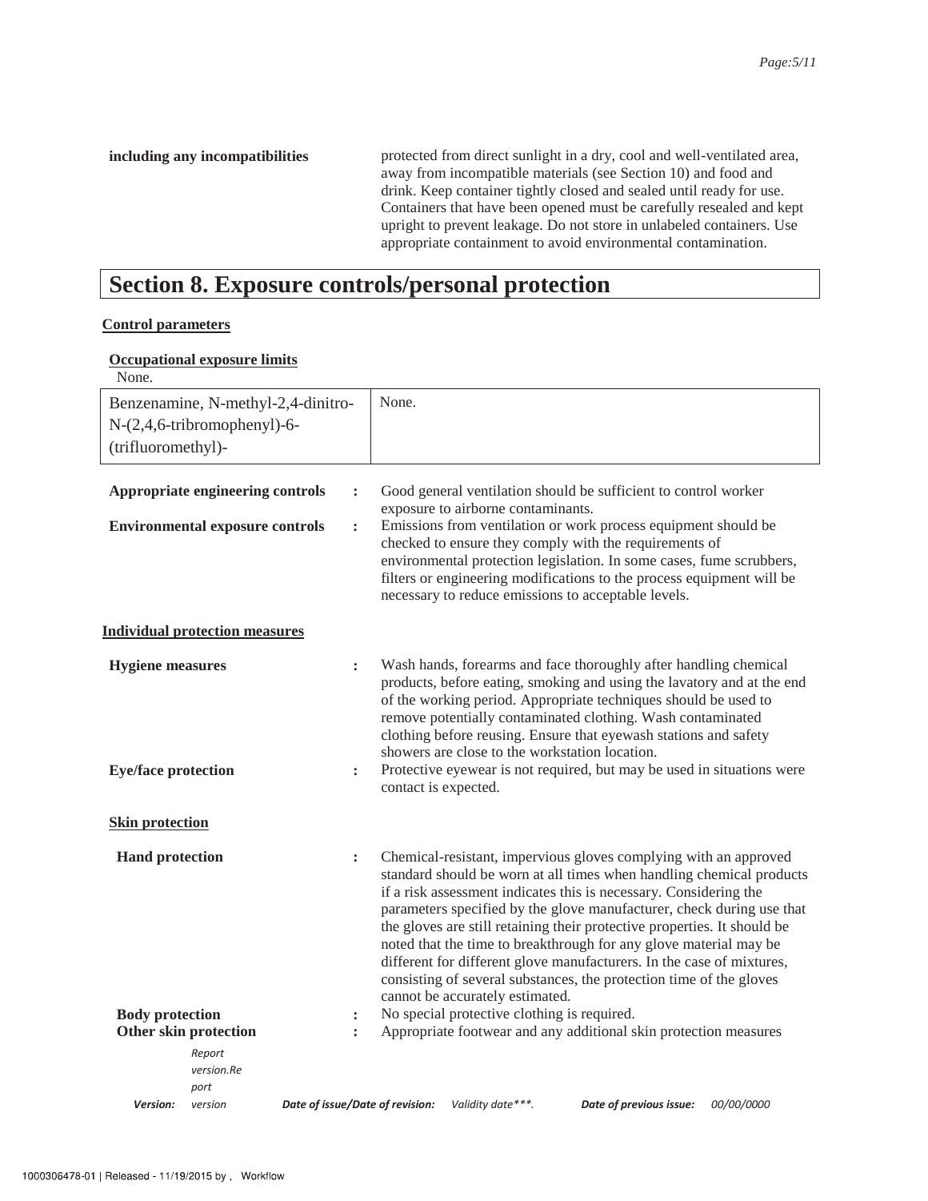**including any incompatibilities** protected from direct sunlight in a dry, cool and well-ventilated area, away from incompatible materials (see Section 10) and food and drink. Keep container tightly closed and sealed until ready for use. Containers that have been opened must be carefully resealed and kept upright to prevent leakage. Do not store in unlabeled containers. Use appropriate containment to avoid environmental contamination.

# Section 8. Exposure controls/personal protection

## Control parameters

### Occupational exposure limits

None.

| Benzenamine, N-methyl-2,4-dinitro-N-(2,4,6-tribromophenyl)-6-(trifluoromethyl)- | None. |
|---|---|

**Appropriate engineering controls** : Good general ventilation should be sufficient to control worker exposure to airborne contaminants.

**Environmental exposure controls** : Emissions from ventilation or work process equipment should be checked to ensure they comply with the requirements of environmental protection legislation. In some cases, fume scrubbers, filters or engineering modifications to the process equipment will be necessary to reduce emissions to acceptable levels.

## Individual protection measures

**Hygiene measures** : Wash hands, forearms and face thoroughly after handling chemical products, before eating, smoking and using the lavatory and at the end of the working period. Appropriate techniques should be used to remove potentially contaminated clothing. Wash contaminated clothing before reusing. Ensure that eyewash stations and safety showers are close to the workstation location.

**Eye/face protection** : Protective eyewear is not required, but may be used in situations were contact is expected.

### Skin protection

**Hand protection** : Chemical-resistant, impervious gloves complying with an approved standard should be worn at all times when handling chemical products if a risk assessment indicates this is necessary. Considering the parameters specified by the glove manufacturer, check during use that the gloves are still retaining their protective properties. It should be noted that the time to breakthrough for any glove material may be different for different glove manufacturers. In the case of mixtures, consisting of several substances, the protection time of the gloves cannot be accurately estimated.

**Body protection** : No special protective clothing is required.

**Other skin protection** : Appropriate footwear and any additional skin protection measures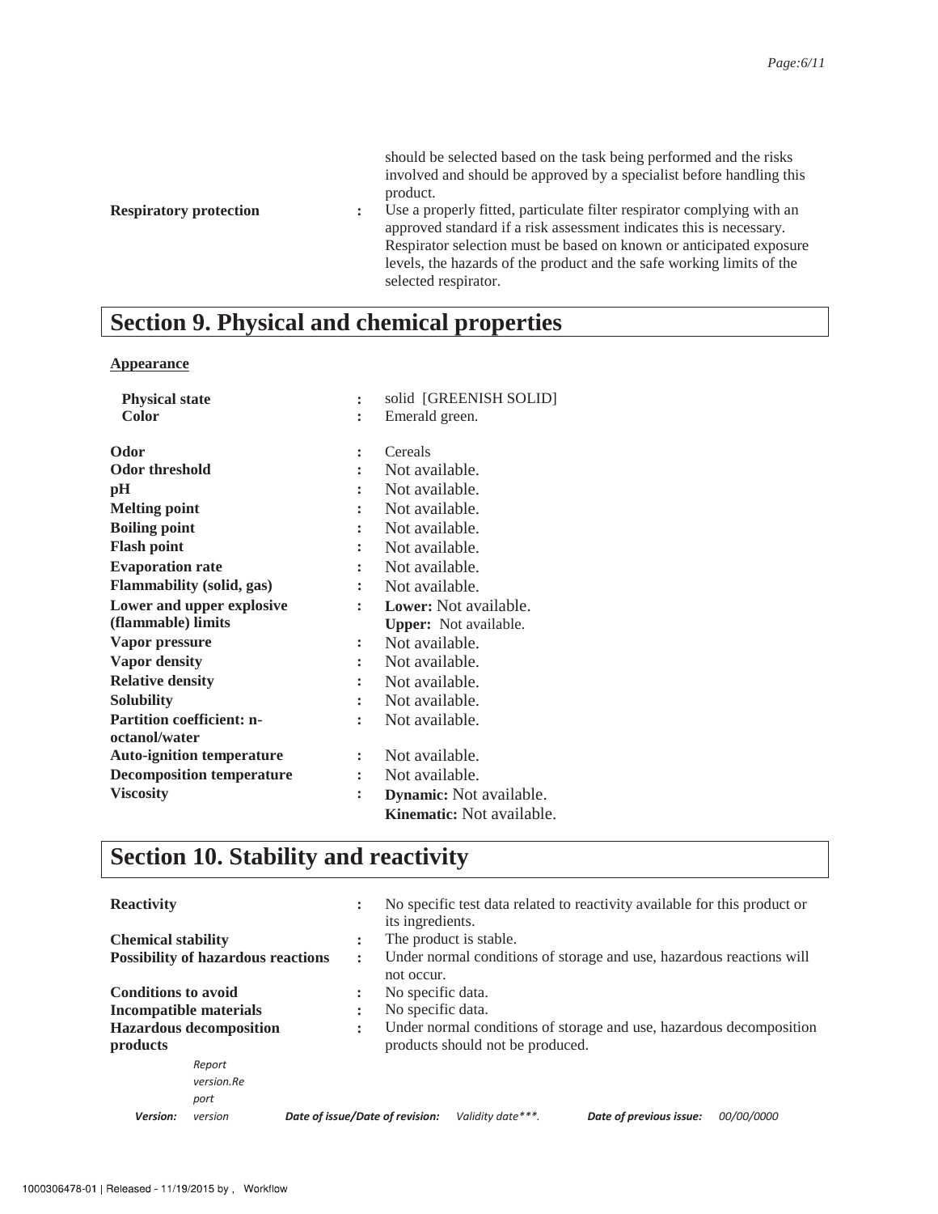| | | |
|---|---|---|
| | | should be selected based on the task being performed and the risks involved and should be approved by a specialist before handling this product. |
| **Respiratory protection** | : | Use a properly fitted, particulate filter respirator complying with an approved standard if a risk assessment indicates this is necessary. Respirator selection must be based on known or anticipated exposure levels, the hazards of the product and the safe working limits of the selected respirator. |

## Section 9. Physical and chemical properties

**Appearance**

| | | |
|---|---|---|
| **Physical state** | : | solid [GREENISH SOLID] |
| **Color** | : | Emerald green. |
| **Odor** | : | Cereals |
| **Odor threshold** | : | Not available. |
| **pH** | : | Not available. |
| **Melting point** | : | Not available. |
| **Boiling point** | : | Not available. |
| **Flash point** | : | Not available. |
| **Evaporation rate** | : | Not available. |
| **Flammability (solid, gas)** | : | Not available. |
| **Lower and upper explosive (flammable) limits** | : | **Lower:** Not available.<br>**Upper:** Not available. |
| **Vapor pressure** | : | Not available. |
| **Vapor density** | : | Not available. |
| **Relative density** | : | Not available. |
| **Solubility** | : | Not available. |
| **Partition coefficient: n-octanol/water** | : | Not available. |
| **Auto-ignition temperature** | : | Not available. |
| **Decomposition temperature** | : | Not available. |
| **Viscosity** | : | **Dynamic:** Not available.<br>**Kinematic:** Not available. |

## Section 10. Stability and reactivity

| | | |
|---|---|---|
| **Reactivity** | : | No specific test data related to reactivity available for this product or its ingredients. |
| **Chemical stability** | : | The product is stable. |
| **Possibility of hazardous reactions** | : | Under normal conditions of storage and use, hazardous reactions will not occur. |
| **Conditions to avoid** | : | No specific data. |
| **Incompatible materials** | : | No specific data. |
| **Hazardous decomposition products** | : | Under normal conditions of storage and use, hazardous decomposition products should not be produced. |

*Version:* *Report version.Report version* **Date of issue/Date of revision:** *Validity date\*\*\*.* **Date of previous issue:** *00/00/0000*

1000306478-01 | Released - 11/19/2015 by , Workflow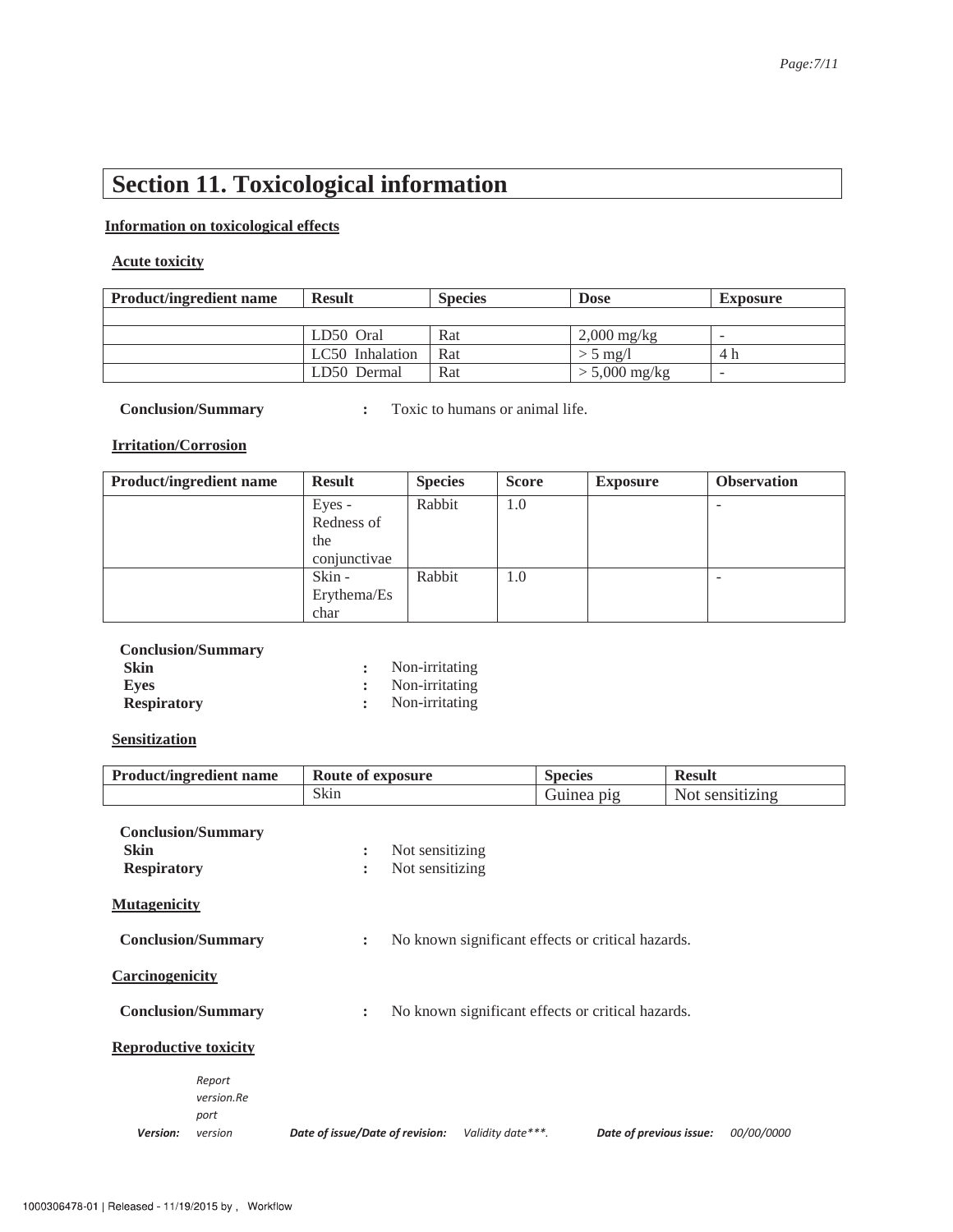# Section 11. Toxicological information

**Information on toxicological effects**

**Acute toxicity**

| Product/ingredient name | Result | Species | Dose | Exposure |
|---|---|---|---|---|
| | | | | |
| | LD50 Oral | Rat | 2,000 mg/kg | - |
| | LC50 Inhalation | Rat | > 5 mg/l | 4 h |
| | LD50 Dermal | Rat | > 5,000 mg/kg | - |

**Conclusion/Summary** : Toxic to humans or animal life.

**Irritation/Corrosion**

| Product/ingredient name | Result | Species | Score | Exposure | Observation |
|---|---|---|---|---|---|
| | Eyes - Redness of the conjunctivae | Rabbit | 1.0 | | - |
| | Skin - Erythema/Eschar | Rabbit | 1.0 | | - |

**Conclusion/Summary**
**Skin** : Non-irritating
**Eyes** : Non-irritating
**Respiratory** : Non-irritating

**Sensitization**

| Product/ingredient name | Route of exposure | Species | Result |
|---|---|---|---|
| | Skin | Guinea pig | Not sensitizing |

**Conclusion/Summary**
**Skin** : Not sensitizing
**Respiratory** : Not sensitizing

**Mutagenicity**

**Conclusion/Summary** : No known significant effects or critical hazards.

**Carcinogenicity**

**Conclusion/Summary** : No known significant effects or critical hazards.

**Reproductive toxicity**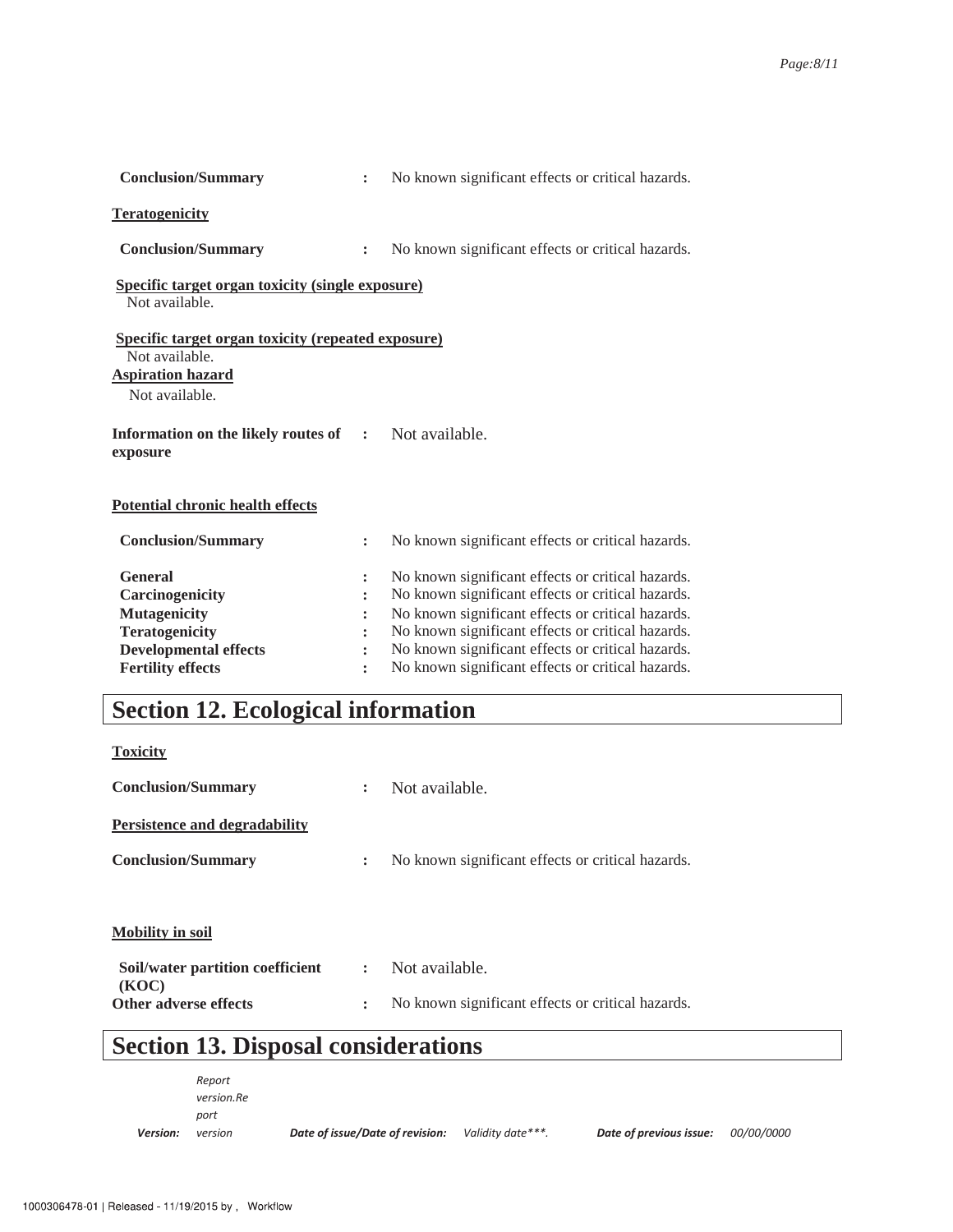**Conclusion/Summary** : No known significant effects or critical hazards.

**Teratogenicity**

**Conclusion/Summary** : No known significant effects or critical hazards.

**Specific target organ toxicity (single exposure)**

Not available.

**Specific target organ toxicity (repeated exposure)**

Not available.

**Aspiration hazard**

Not available.

**Information on the likely routes of exposure** : Not available.

**Potential chronic health effects**

**Conclusion/Summary** : No known significant effects or critical hazards.

| | | |
|---|---|---|
| **General** | : | No known significant effects or critical hazards. |
| **Carcinogenicity** | : | No known significant effects or critical hazards. |
| **Mutagenicity** | : | No known significant effects or critical hazards. |
| **Teratogenicity** | : | No known significant effects or critical hazards. |
| **Developmental effects** | : | No known significant effects or critical hazards. |
| **Fertility effects** | : | No known significant effects or critical hazards. |

# Section 12. Ecological information

**Toxicity**

**Conclusion/Summary** : Not available.

**Persistence and degradability**

**Conclusion/Summary** : No known significant effects or critical hazards.

**Mobility in soil**

**Soil/water partition coefficient (KOC)** : Not available.

**Other adverse effects** : No known significant effects or critical hazards.

# Section 13. Disposal considerations

| **Version:** | *Report version.Report version* | **Date of issue/Date of revision:** | *Validity date\*\*\*.* | **Date of previous issue:** | *00/00/0000* |
|---|---|---|---|---|---|

1000306478-01 | Released - 11/19/2015 by , Workflow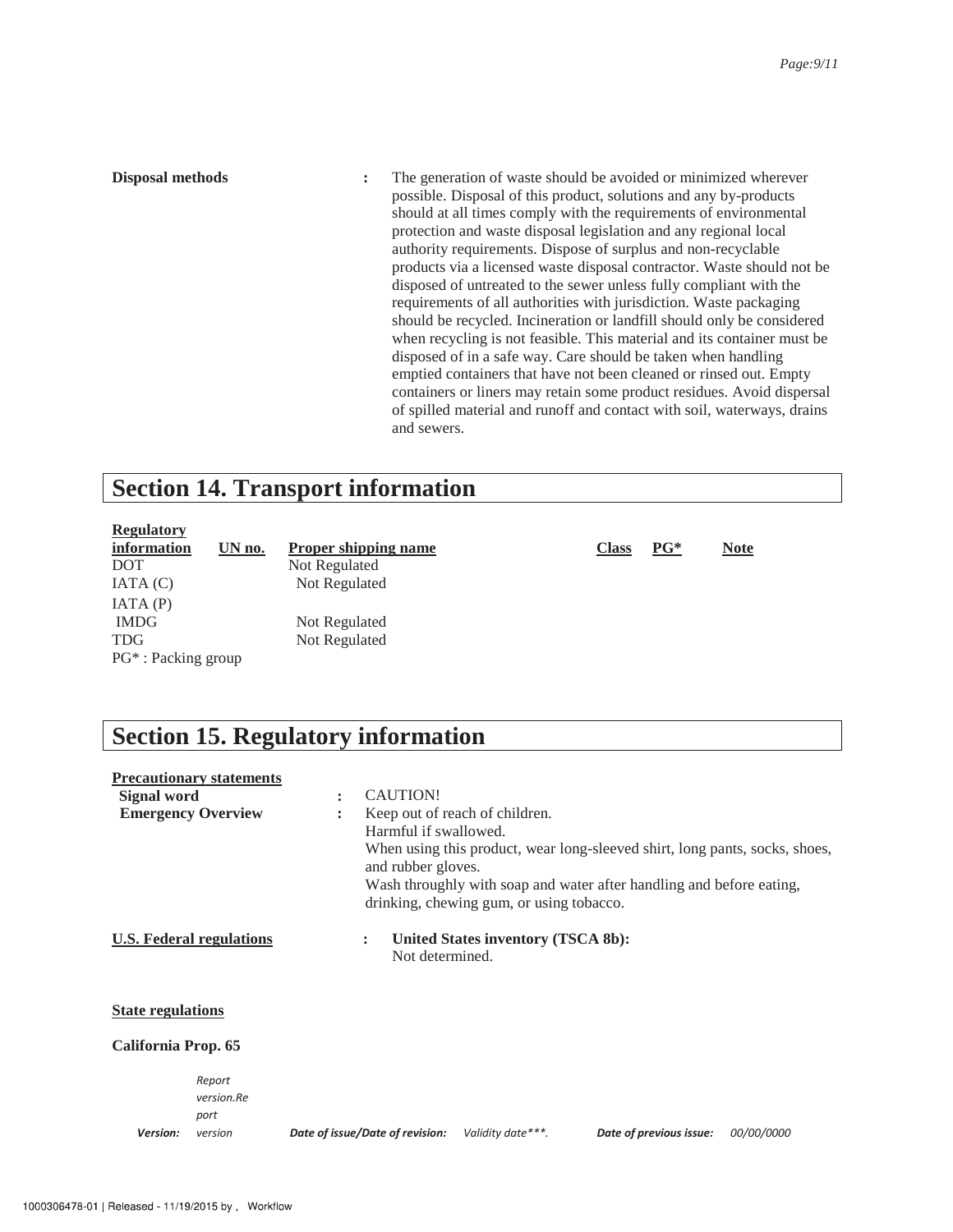**Disposal methods** : The generation of waste should be avoided or minimized wherever possible. Disposal of this product, solutions and any by-products should at all times comply with the requirements of environmental protection and waste disposal legislation and any regional local authority requirements. Dispose of surplus and non-recyclable products via a licensed waste disposal contractor. Waste should not be disposed of untreated to the sewer unless fully compliant with the requirements of all authorities with jurisdiction. Waste packaging should be recycled. Incineration or landfill should only be considered when recycling is not feasible. This material and its container must be disposed of in a safe way. Care should be taken when handling emptied containers that have not been cleaned or rinsed out. Empty containers or liners may retain some product residues. Avoid dispersal of spilled material and runoff and contact with soil, waterways, drains and sewers.

## Section 14. Transport information

| Regulatory information | UN no. | Proper shipping name | Class | PG* | Note |
|---|---|---|---|---|---|
| DOT | | Not Regulated | | | |
| IATA (C) | | Not Regulated | | | |
| IATA (P) | | | | | |
| IMDG | | Not Regulated | | | |
| TDG | | Not Regulated | | | |

PG* : Packing group

## Section 15. Regulatory information

**Precautionary statements**

**Signal word** : CAUTION!

**Emergency Overview** : Keep out of reach of children.
Harmful if swallowed.
When using this product, wear long-sleeved shirt, long pants, socks, shoes, and rubber gloves.
Wash throughly with soap and water after handling and before eating, drinking, chewing gum, or using tobacco.

**U.S. Federal regulations** : **United States inventory (TSCA 8b):**
Not determined.

**State regulations**

**California Prop. 65**

*Version:* *Report version.Report version* *Date of issue/Date of revision:* *Validity date\*\*\*.* *Date of previous issue:* *00/00/0000*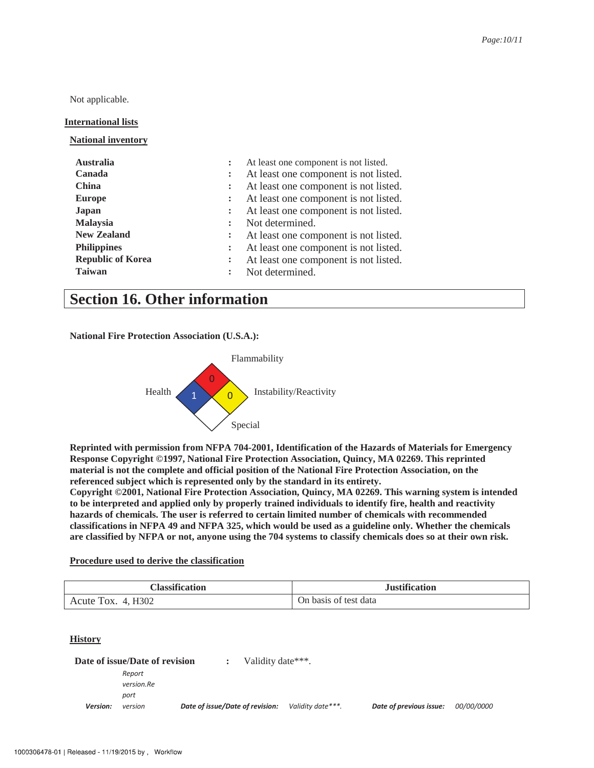Not applicable.

**International lists**

**National inventory**

| | | |
|---|---|---|
| **Australia** | : | At least one component is not listed. |
| **Canada** | : | At least one component is not listed. |
| **China** | : | At least one component is not listed. |
| **Europe** | : | At least one component is not listed. |
| **Japan** | : | At least one component is not listed. |
| **Malaysia** | : | Not determined. |
| **New Zealand** | : | At least one component is not listed. |
| **Philippines** | : | At least one component is not listed. |
| **Republic of Korea** | : | At least one component is not listed. |
| **Taiwan** | : | Not determined. |

# Section 16. Other information

**National Fire Protection Association (U.S.A.):**

Flammability: 0
Health: 1
Instability/Reactivity: 0
Special

**Reprinted with permission from NFPA 704-2001, Identification of the Hazards of Materials for Emergency Response Copyright ©1997, National Fire Protection Association, Quincy, MA 02269. This reprinted material is not the complete and official position of the National Fire Protection Association, on the referenced subject which is represented only by the standard in its entirety.**
**Copyright ©2001, National Fire Protection Association, Quincy, MA 02269. This warning system is intended to be interpreted and applied only by properly trained individuals to identify fire, health and reactivity hazards of chemicals. The user is referred to certain limited number of chemicals with recommended classifications in NFPA 49 and NFPA 325, which would be used as a guideline only. Whether the chemicals are classified by NFPA or not, anyone using the 704 systems to classify chemicals does so at their own risk.**

**Procedure used to derive the classification**

| Classification | Justification |
|---|---|
| Acute Tox. 4, H302 | On basis of test data |

**History**

**Date of issue/Date of revision** : Validity date***.

| | | | | | |
|---|---|---|---|---|---|
| ***Version:*** | *Report version.Report version* | ***Date of issue/Date of revision:*** | *Validity date***.* | ***Date of previous issue:*** | *00/00/0000* |

1000306478-01 | Released - 11/19/2015 by , Workflow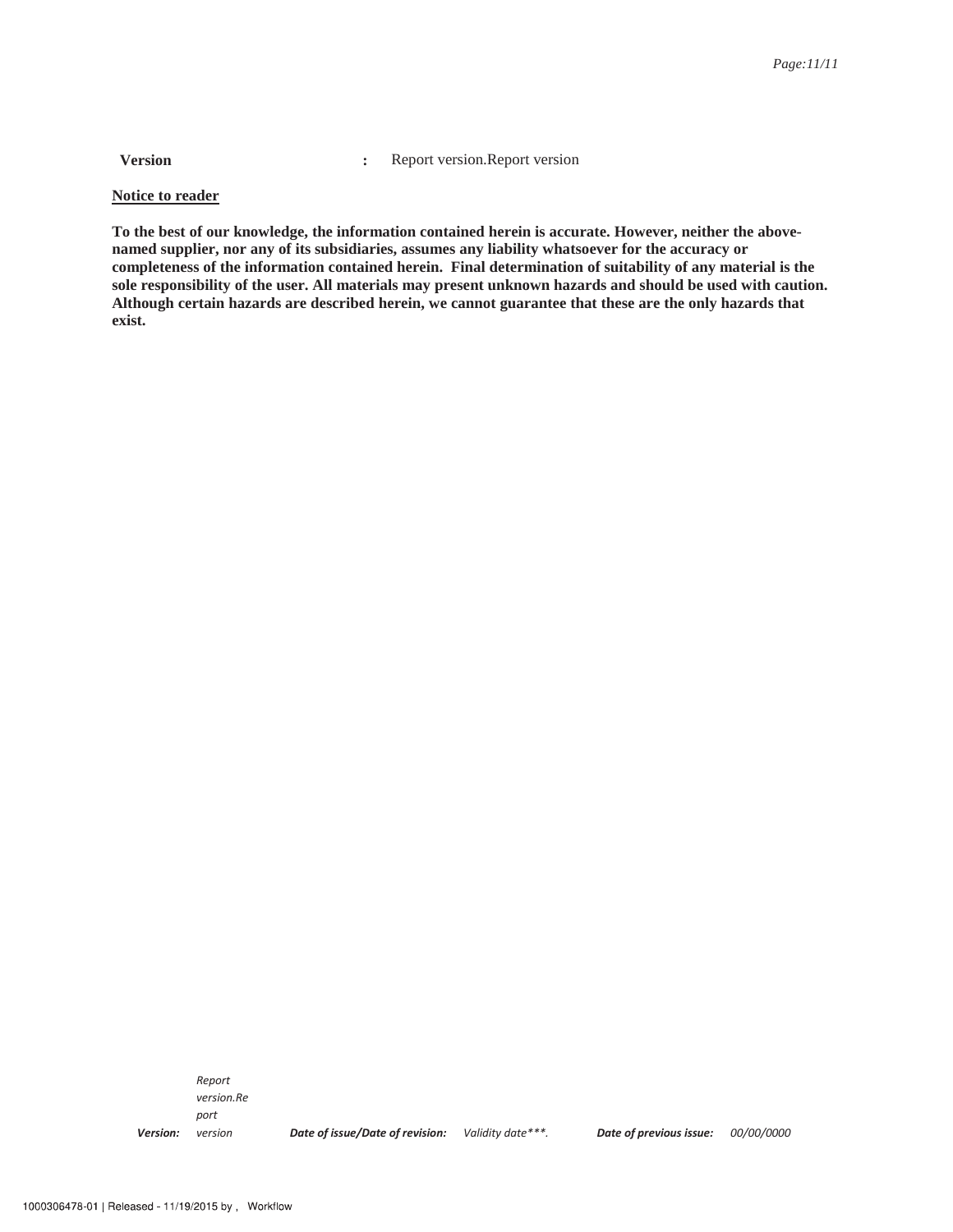**Version** : Report version.Report version

**<u>Notice to reader</u>**

**To the best of our knowledge, the information contained herein is accurate. However, neither the above-named supplier, nor any of its subsidiaries, assumes any liability whatsoever for the accuracy or completeness of the information contained herein. Final determination of suitability of any material is the sole responsibility of the user. All materials may present unknown hazards and should be used with caution. Although certain hazards are described herein, we cannot guarantee that these are the only hazards that exist.**